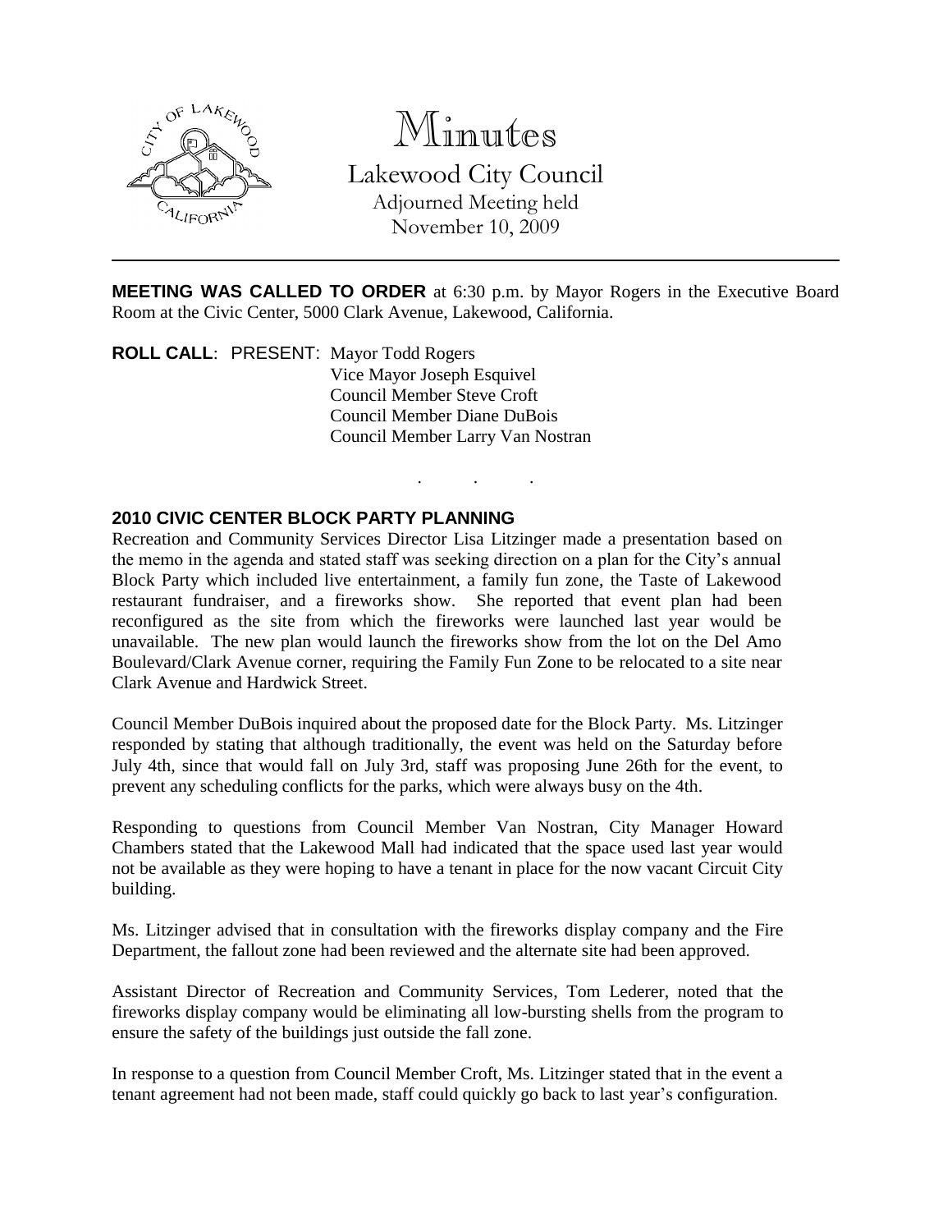# Minutes

Lakewood City Council
Adjourned Meeting held
November 10, 2009

**MEETING WAS CALLED TO ORDER** at 6:30 p.m. by Mayor Rogers in the Executive Board Room at the Civic Center, 5000 Clark Avenue, Lakewood, California.

**ROLL CALL**: PRESENT: Mayor Todd Rogers
Vice Mayor Joseph Esquivel
Council Member Steve Croft
Council Member Diane DuBois
Council Member Larry Van Nostran

. . .

## 2010 CIVIC CENTER BLOCK PARTY PLANNING

Recreation and Community Services Director Lisa Litzinger made a presentation based on the memo in the agenda and stated staff was seeking direction on a plan for the City's annual Block Party which included live entertainment, a family fun zone, the Taste of Lakewood restaurant fundraiser, and a fireworks show. She reported that event plan had been reconfigured as the site from which the fireworks were launched last year would be unavailable. The new plan would launch the fireworks show from the lot on the Del Amo Boulevard/Clark Avenue corner, requiring the Family Fun Zone to be relocated to a site near Clark Avenue and Hardwick Street.

Council Member DuBois inquired about the proposed date for the Block Party. Ms. Litzinger responded by stating that although traditionally, the event was held on the Saturday before July 4th, since that would fall on July 3rd, staff was proposing June 26th for the event, to prevent any scheduling conflicts for the parks, which were always busy on the 4th.

Responding to questions from Council Member Van Nostran, City Manager Howard Chambers stated that the Lakewood Mall had indicated that the space used last year would not be available as they were hoping to have a tenant in place for the now vacant Circuit City building.

Ms. Litzinger advised that in consultation with the fireworks display company and the Fire Department, the fallout zone had been reviewed and the alternate site had been approved.

Assistant Director of Recreation and Community Services, Tom Lederer, noted that the fireworks display company would be eliminating all low-bursting shells from the program to ensure the safety of the buildings just outside the fall zone.

In response to a question from Council Member Croft, Ms. Litzinger stated that in the event a tenant agreement had not been made, staff could quickly go back to last year's configuration.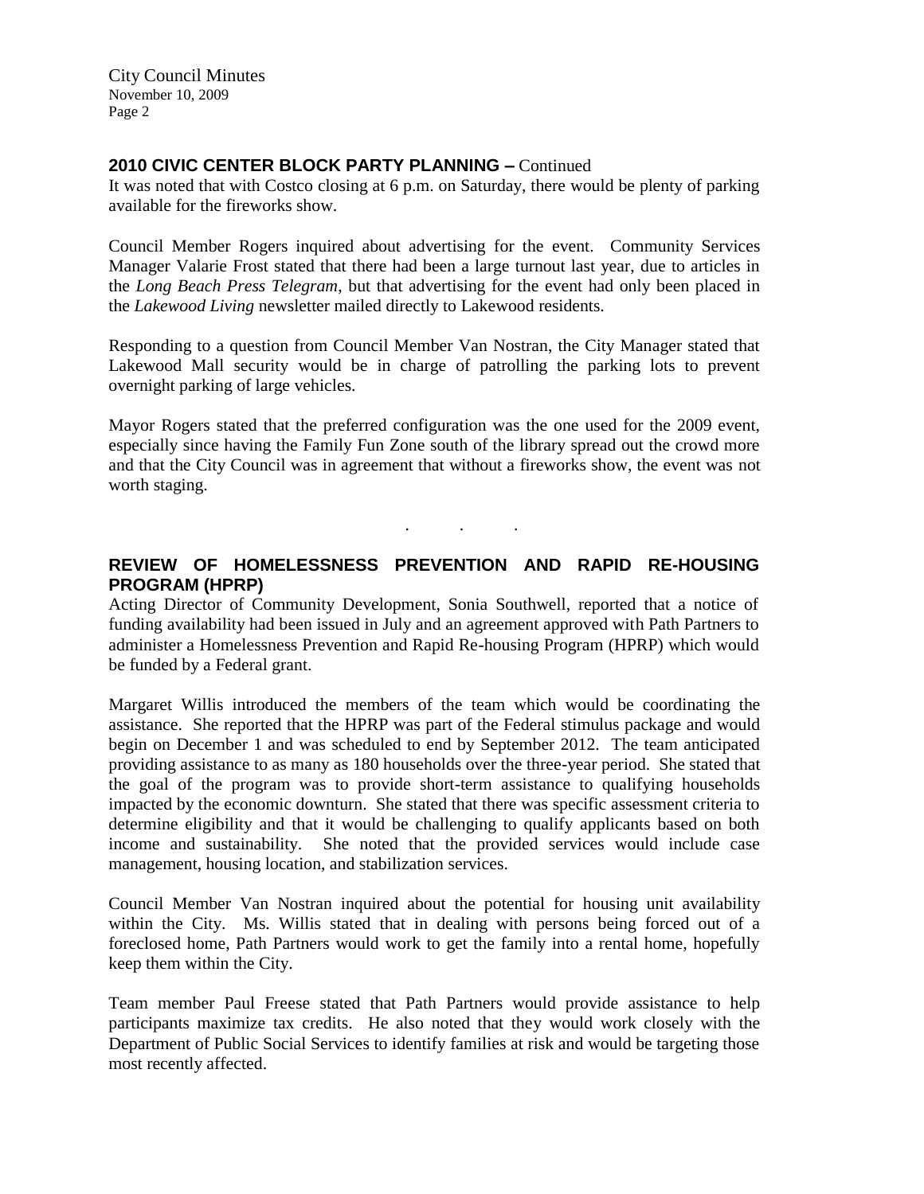## 2010 CIVIC CENTER BLOCK PARTY PLANNING – Continued

It was noted that with Costco closing at 6 p.m. on Saturday, there would be plenty of parking available for the fireworks show.

Council Member Rogers inquired about advertising for the event. Community Services Manager Valarie Frost stated that there had been a large turnout last year, due to articles in the *Long Beach Press Telegram*, but that advertising for the event had only been placed in the *Lakewood Living* newsletter mailed directly to Lakewood residents.

Responding to a question from Council Member Van Nostran, the City Manager stated that Lakewood Mall security would be in charge of patrolling the parking lots to prevent overnight parking of large vehicles.

Mayor Rogers stated that the preferred configuration was the one used for the 2009 event, especially since having the Family Fun Zone south of the library spread out the crowd more and that the City Council was in agreement that without a fireworks show, the event was not worth staging.

. . .

## REVIEW OF HOMELESSNESS PREVENTION AND RAPID RE-HOUSING PROGRAM (HPRP)

Acting Director of Community Development, Sonia Southwell, reported that a notice of funding availability had been issued in July and an agreement approved with Path Partners to administer a Homelessness Prevention and Rapid Re-housing Program (HPRP) which would be funded by a Federal grant.

Margaret Willis introduced the members of the team which would be coordinating the assistance. She reported that the HPRP was part of the Federal stimulus package and would begin on December 1 and was scheduled to end by September 2012. The team anticipated providing assistance to as many as 180 households over the three-year period. She stated that the goal of the program was to provide short-term assistance to qualifying households impacted by the economic downturn. She stated that there was specific assessment criteria to determine eligibility and that it would be challenging to qualify applicants based on both income and sustainability. She noted that the provided services would include case management, housing location, and stabilization services.

Council Member Van Nostran inquired about the potential for housing unit availability within the City. Ms. Willis stated that in dealing with persons being forced out of a foreclosed home, Path Partners would work to get the family into a rental home, hopefully keep them within the City.

Team member Paul Freese stated that Path Partners would provide assistance to help participants maximize tax credits. He also noted that they would work closely with the Department of Public Social Services to identify families at risk and would be targeting those most recently affected.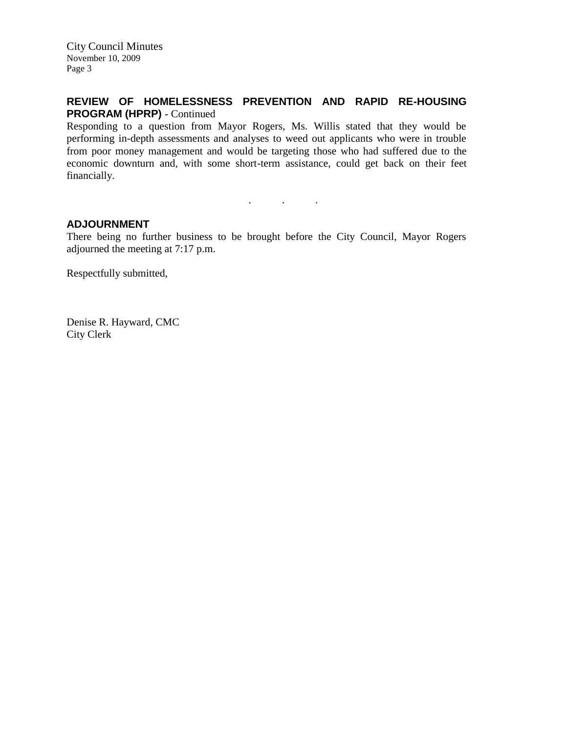## REVIEW OF HOMELESSNESS PREVENTION AND RAPID RE-HOUSING PROGRAM (HPRP) - Continued

Responding to a question from Mayor Rogers, Ms. Willis stated that they would be performing in-depth assessments and analyses to weed out applicants who were in trouble from poor money management and would be targeting those who had suffered due to the economic downturn and, with some short-term assistance, could get back on their feet financially.

. . .

## ADJOURNMENT

There being no further business to be brought before the City Council, Mayor Rogers adjourned the meeting at 7:17 p.m.

Respectfully submitted,

Denise R. Hayward, CMC
City Clerk